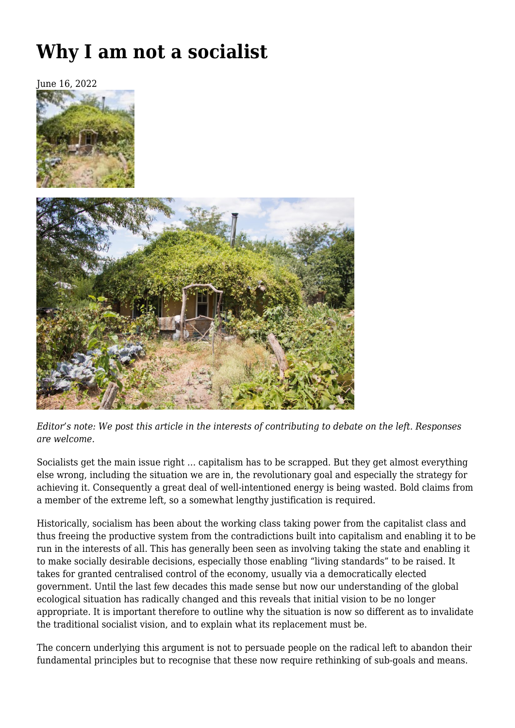# Why I am not a socialist

June 16, 2022

*Editor's note: We post this article in the interests of contributing to debate on the left. Responses are welcome.*

Socialists get the main issue right … capitalism has to be scrapped. But they get almost everything else wrong, including the situation we are in, the revolutionary goal and especially the strategy for achieving it. Consequently a great deal of well-intentioned energy is being wasted. Bold claims from a member of the extreme left, so a somewhat lengthy justification is required.

Historically, socialism has been about the working class taking power from the capitalist class and thus freeing the productive system from the contradictions built into capitalism and enabling it to be run in the interests of all. This has generally been seen as involving taking the state and enabling it to make socially desirable decisions, especially those enabling "living standards" to be raised. It takes for granted centralised control of the economy, usually via a democratically elected government. Until the last few decades this made sense but now our understanding of the global ecological situation has radically changed and this reveals that initial vision to be no longer appropriate. It is important therefore to outline why the situation is now so different as to invalidate the traditional socialist vision, and to explain what its replacement must be.

The concern underlying this argument is not to persuade people on the radical left to abandon their fundamental principles but to recognise that these now require rethinking of sub-goals and means.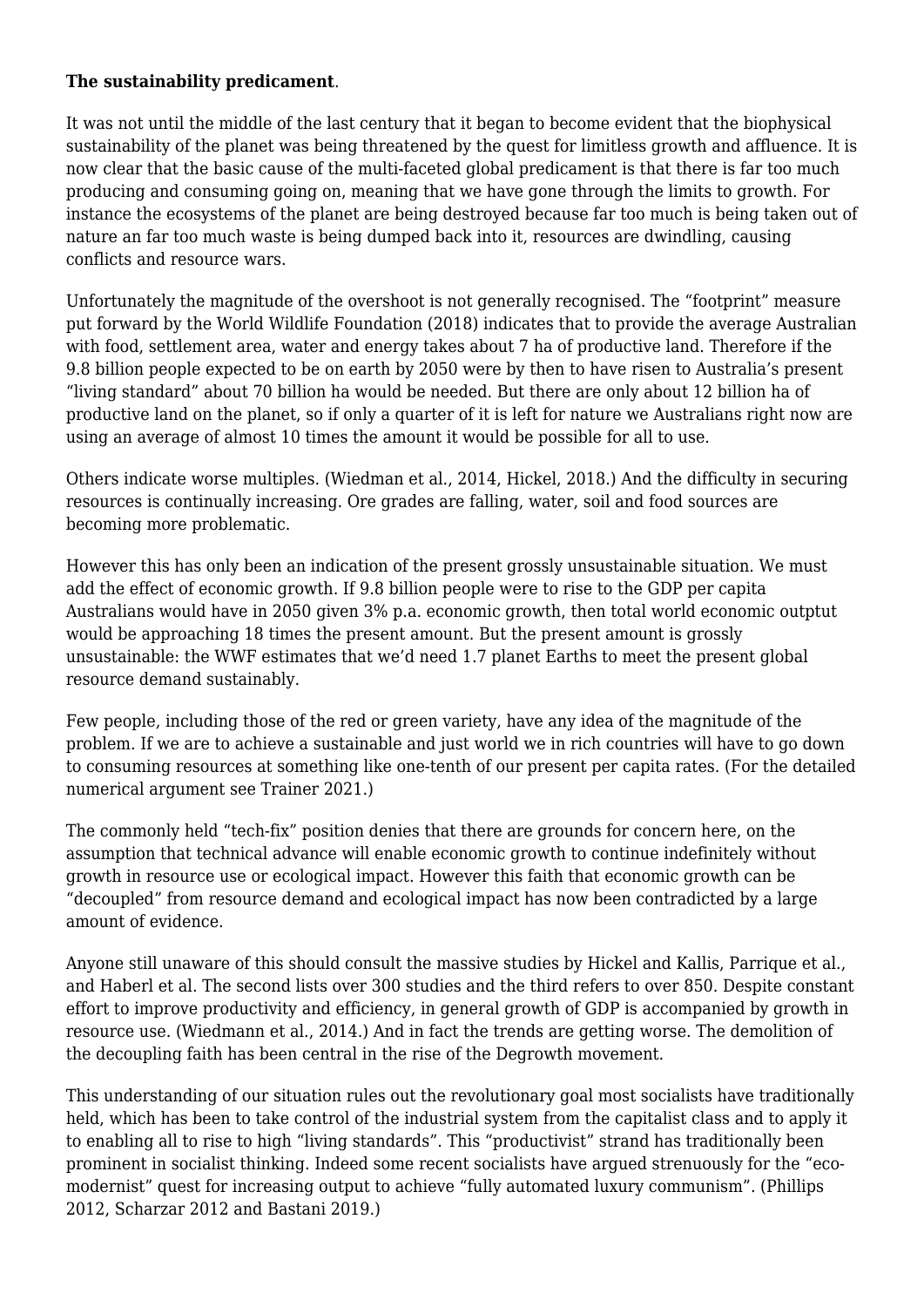**The sustainability predicament**.

It was not until the middle of the last century that it began to become evident that the biophysical sustainability of the planet was being threatened by the quest for limitless growth and affluence. It is now clear that the basic cause of the multi-faceted global predicament is that there is far too much producing and consuming going on, meaning that we have gone through the limits to growth. For instance the ecosystems of the planet are being destroyed because far too much is being taken out of nature an far too much waste is being dumped back into it, resources are dwindling, causing conflicts and resource wars.

Unfortunately the magnitude of the overshoot is not generally recognised. The "footprint" measure put forward by the World Wildlife Foundation (2018) indicates that to provide the average Australian with food, settlement area, water and energy takes about 7 ha of productive land. Therefore if the 9.8 billion people expected to be on earth by 2050 were by then to have risen to Australia's present "living standard" about 70 billion ha would be needed. But there are only about 12 billion ha of productive land on the planet, so if only a quarter of it is left for nature we Australians right now are using an average of almost 10 times the amount it would be possible for all to use.

Others indicate worse multiples. (Wiedman et al., 2014, Hickel, 2018.) And the difficulty in securing resources is continually increasing. Ore grades are falling, water, soil and food sources are becoming more problematic.

However this has only been an indication of the present grossly unsustainable situation. We must add the effect of economic growth. If 9.8 billion people were to rise to the GDP per capita Australians would have in 2050 given 3% p.a. economic growth, then total world economic outptut would be approaching 18 times the present amount. But the present amount is grossly unsustainable: the WWF estimates that we'd need 1.7 planet Earths to meet the present global resource demand sustainably.

Few people, including those of the red or green variety, have any idea of the magnitude of the problem. If we are to achieve a sustainable and just world we in rich countries will have to go down to consuming resources at something like one-tenth of our present per capita rates. (For the detailed numerical argument see Trainer 2021.)

The commonly held "tech-fix" position denies that there are grounds for concern here, on the assumption that technical advance will enable economic growth to continue indefinitely without growth in resource use or ecological impact. However this faith that economic growth can be "decoupled" from resource demand and ecological impact has now been contradicted by a large amount of evidence.

Anyone still unaware of this should consult the massive studies by Hickel and Kallis, Parrique et al., and Haberl et al. The second lists over 300 studies and the third refers to over 850. Despite constant effort to improve productivity and efficiency, in general growth of GDP is accompanied by growth in resource use. (Wiedmann et al., 2014.) And in fact the trends are getting worse. The demolition of the decoupling faith has been central in the rise of the Degrowth movement.

This understanding of our situation rules out the revolutionary goal most socialists have traditionally held, which has been to take control of the industrial system from the capitalist class and to apply it to enabling all to rise to high "living standards". This "productivist" strand has traditionally been prominent in socialist thinking. Indeed some recent socialists have argued strenuously for the "eco-modernist" quest for increasing output to achieve "fully automated luxury communism". (Phillips 2012, Scharzar 2012 and Bastani 2019.)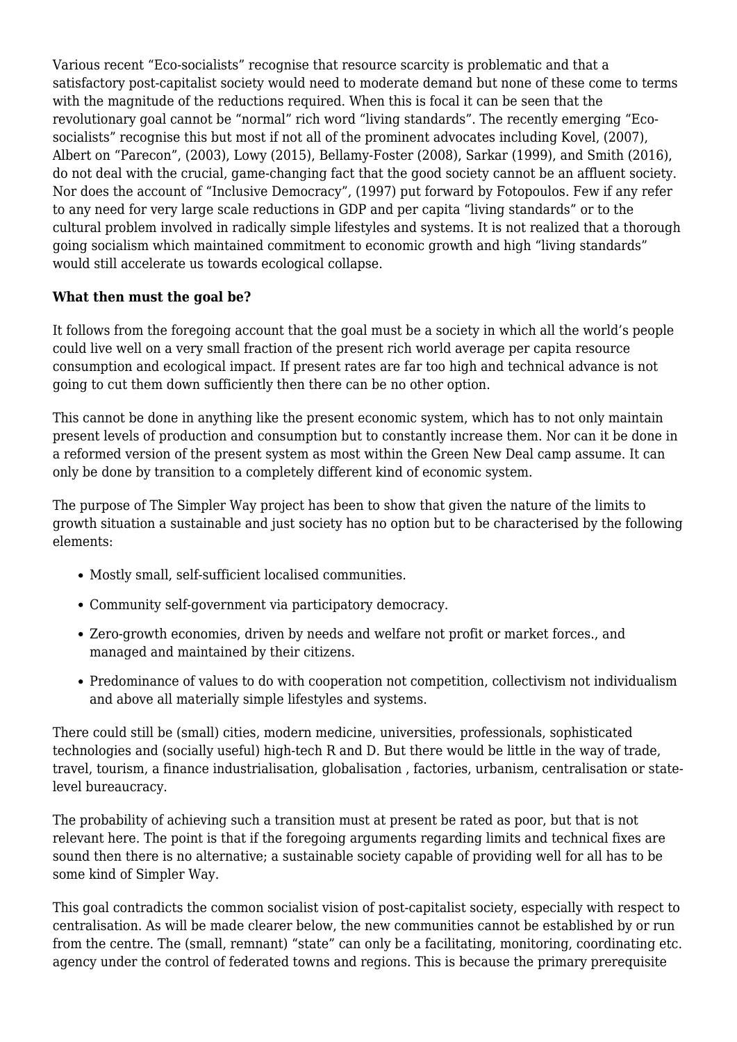Various recent "Eco-socialists" recognise that resource scarcity is problematic and that a satisfactory post-capitalist society would need to moderate demand but none of these come to terms with the magnitude of the reductions required. When this is focal it can be seen that the revolutionary goal cannot be "normal" rich word "living standards". The recently emerging "Eco-socialists" recognise this but most if not all of the prominent advocates including Kovel, (2007), Albert on "Parecon", (2003), Lowy (2015), Bellamy-Foster (2008), Sarkar (1999), and Smith (2016), do not deal with the crucial, game-changing fact that the good society cannot be an affluent society. Nor does the account of "Inclusive Democracy", (1997) put forward by Fotopoulos. Few if any refer to any need for very large scale reductions in GDP and per capita "living standards" or to the cultural problem involved in radically simple lifestyles and systems. It is not realized that a thorough going socialism which maintained commitment to economic growth and high "living standards" would still accelerate us towards ecological collapse.

**What then must the goal be?**

It follows from the foregoing account that the goal must be a society in which all the world's people could live well on a very small fraction of the present rich world average per capita resource consumption and ecological impact. If present rates are far too high and technical advance is not going to cut them down sufficiently then there can be no other option.

This cannot be done in anything like the present economic system, which has to not only maintain present levels of production and consumption but to constantly increase them. Nor can it be done in a reformed version of the present system as most within the Green New Deal camp assume. It can only be done by transition to a completely different kind of economic system.

The purpose of The Simpler Way project has been to show that given the nature of the limits to growth situation a sustainable and just society has no option but to be characterised by the following elements:

- Mostly small, self-sufficient localised communities.
- Community self-government via participatory democracy.
- Zero-growth economies, driven by needs and welfare not profit or market forces., and managed and maintained by their citizens.
- Predominance of values to do with cooperation not competition, collectivism not individualism and above all materially simple lifestyles and systems.

There could still be (small) cities, modern medicine, universities, professionals, sophisticated technologies and (socially useful) high-tech R and D. But there would be little in the way of trade, travel, tourism, a finance industrialisation, globalisation , factories, urbanism, centralisation or state-level bureaucracy.

The probability of achieving such a transition must at present be rated as poor, but that is not relevant here. The point is that if the foregoing arguments regarding limits and technical fixes are sound then there is no alternative; a sustainable society capable of providing well for all has to be some kind of Simpler Way.

This goal contradicts the common socialist vision of post-capitalist society, especially with respect to centralisation. As will be made clearer below, the new communities cannot be established by or run from the centre. The (small, remnant) "state" can only be a facilitating, monitoring, coordinating etc. agency under the control of federated towns and regions. This is because the primary prerequisite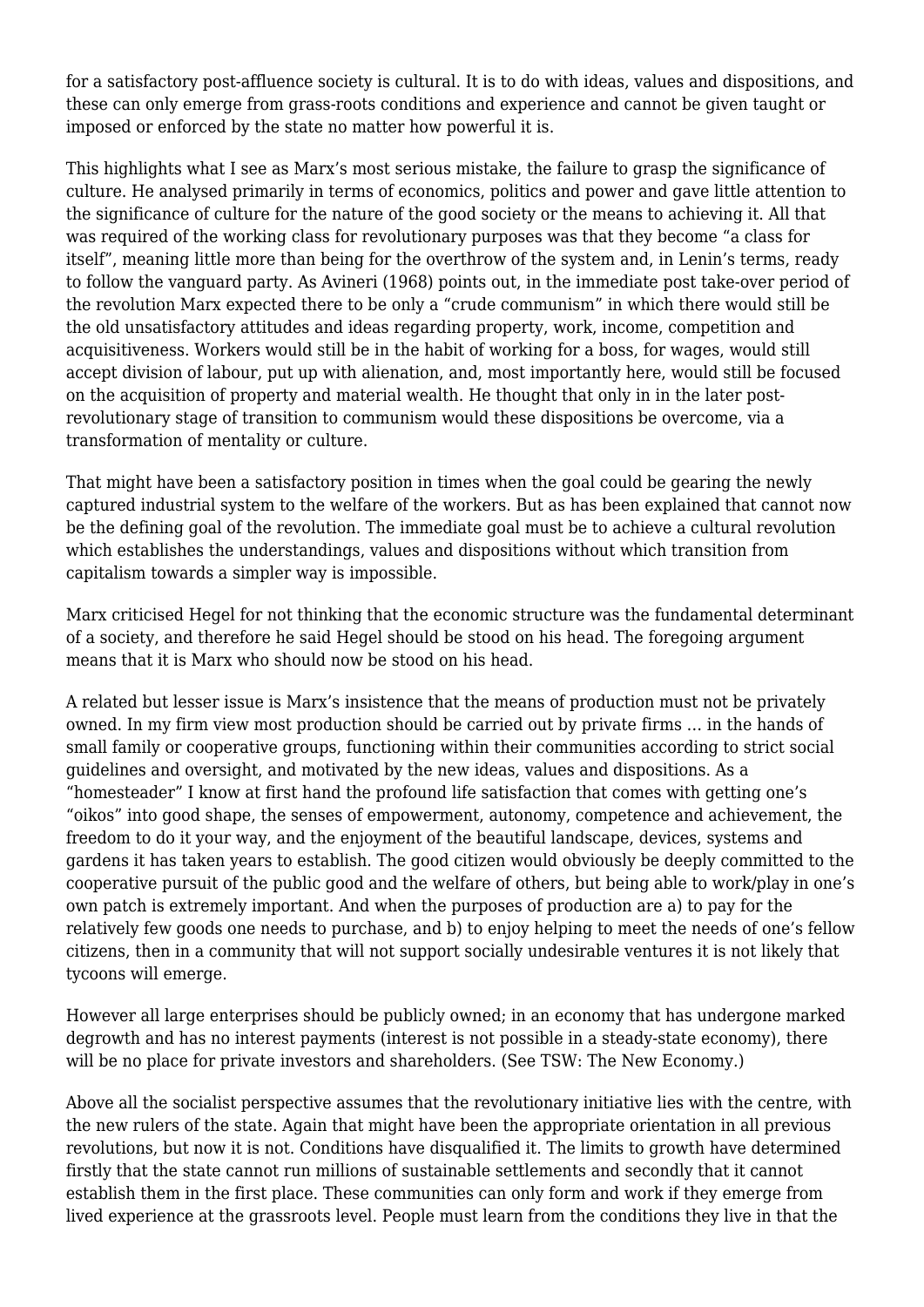for a satisfactory post-affluence society is cultural. It is to do with ideas, values and dispositions, and these can only emerge from grass-roots conditions and experience and cannot be given taught or imposed or enforced by the state no matter how powerful it is.

This highlights what I see as Marx's most serious mistake, the failure to grasp the significance of culture. He analysed primarily in terms of economics, politics and power and gave little attention to the significance of culture for the nature of the good society or the means to achieving it. All that was required of the working class for revolutionary purposes was that they become "a class for itself", meaning little more than being for the overthrow of the system and, in Lenin's terms, ready to follow the vanguard party. As Avineri (1968) points out, in the immediate post take-over period of the revolution Marx expected there to be only a "crude communism" in which there would still be the old unsatisfactory attitudes and ideas regarding property, work, income, competition and acquisitiveness. Workers would still be in the habit of working for a boss, for wages, would still accept division of labour, put up with alienation, and, most importantly here, would still be focused on the acquisition of property and material wealth. He thought that only in in the later post-revolutionary stage of transition to communism would these dispositions be overcome, via a transformation of mentality or culture.

That might have been a satisfactory position in times when the goal could be gearing the newly captured industrial system to the welfare of the workers. But as has been explained that cannot now be the defining goal of the revolution. The immediate goal must be to achieve a cultural revolution which establishes the understandings, values and dispositions without which transition from capitalism towards a simpler way is impossible.

Marx criticised Hegel for not thinking that the economic structure was the fundamental determinant of a society, and therefore he said Hegel should be stood on his head. The foregoing argument means that it is Marx who should now be stood on his head.

A related but lesser issue is Marx's insistence that the means of production must not be privately owned. In my firm view most production should be carried out by private firms … in the hands of small family or cooperative groups, functioning within their communities according to strict social guidelines and oversight, and motivated by the new ideas, values and dispositions. As a "homesteader" I know at first hand the profound life satisfaction that comes with getting one's "oikos" into good shape, the senses of empowerment, autonomy, competence and achievement, the freedom to do it your way, and the enjoyment of the beautiful landscape, devices, systems and gardens it has taken years to establish. The good citizen would obviously be deeply committed to the cooperative pursuit of the public good and the welfare of others, but being able to work/play in one's own patch is extremely important. And when the purposes of production are a) to pay for the relatively few goods one needs to purchase, and b) to enjoy helping to meet the needs of one's fellow citizens, then in a community that will not support socially undesirable ventures it is not likely that tycoons will emerge.

However all large enterprises should be publicly owned; in an economy that has undergone marked degrowth and has no interest payments (interest is not possible in a steady-state economy), there will be no place for private investors and shareholders. (See TSW: The New Economy.)

Above all the socialist perspective assumes that the revolutionary initiative lies with the centre, with the new rulers of the state. Again that might have been the appropriate orientation in all previous revolutions, but now it is not. Conditions have disqualified it. The limits to growth have determined firstly that the state cannot run millions of sustainable settlements and secondly that it cannot establish them in the first place. These communities can only form and work if they emerge from lived experience at the grassroots level. People must learn from the conditions they live in that the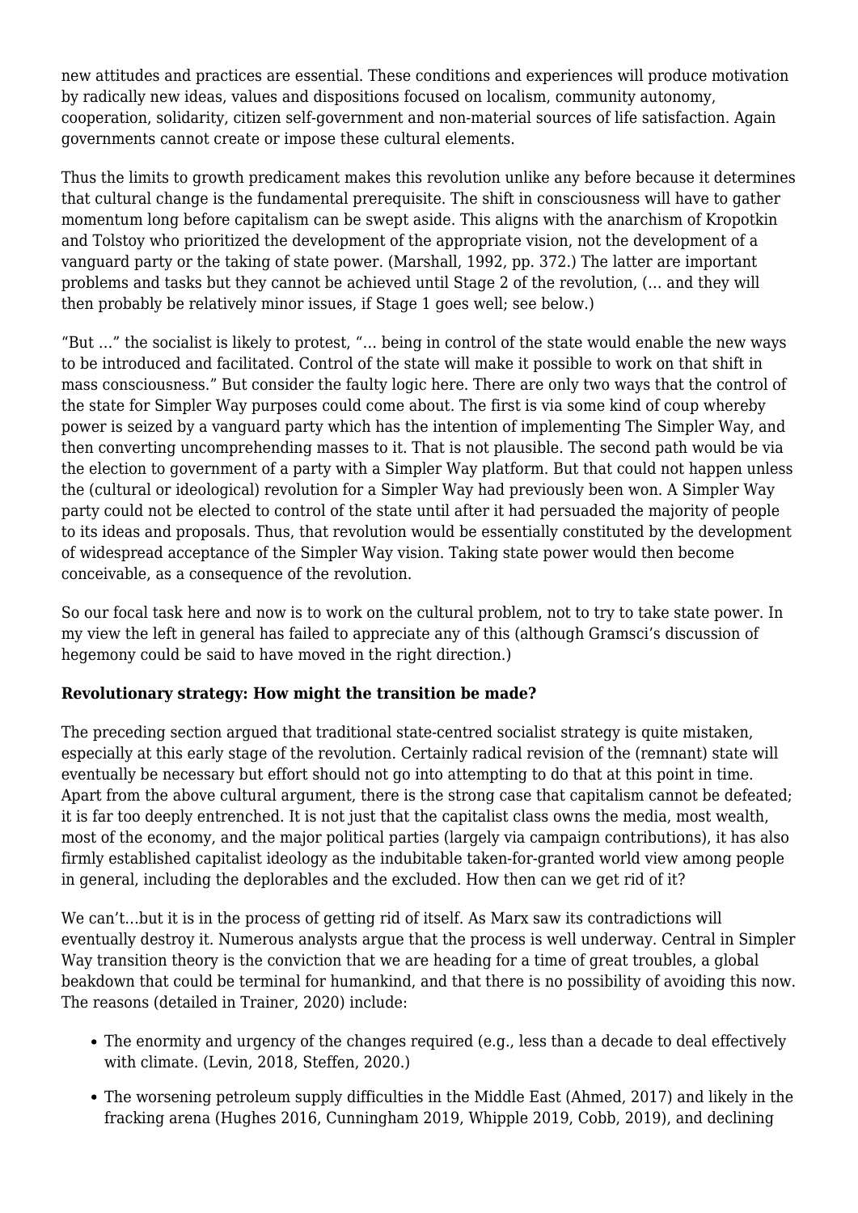new attitudes and practices are essential. These conditions and experiences will produce motivation by radically new ideas, values and dispositions focused on localism, community autonomy, cooperation, solidarity, citizen self-government and non-material sources of life satisfaction. Again governments cannot create or impose these cultural elements.

Thus the limits to growth predicament makes this revolution unlike any before because it determines that cultural change is the fundamental prerequisite. The shift in consciousness will have to gather momentum long before capitalism can be swept aside. This aligns with the anarchism of Kropotkin and Tolstoy who prioritized the development of the appropriate vision, not the development of a vanguard party or the taking of state power. (Marshall, 1992, pp. 372.) The latter are important problems and tasks but they cannot be achieved until Stage 2 of the revolution, (… and they will then probably be relatively minor issues, if Stage 1 goes well; see below.)

"But …" the socialist is likely to protest, "… being in control of the state would enable the new ways to be introduced and facilitated. Control of the state will make it possible to work on that shift in mass consciousness." But consider the faulty logic here. There are only two ways that the control of the state for Simpler Way purposes could come about. The first is via some kind of coup whereby power is seized by a vanguard party which has the intention of implementing The Simpler Way, and then converting uncomprehending masses to it. That is not plausible. The second path would be via the election to government of a party with a Simpler Way platform. But that could not happen unless the (cultural or ideological) revolution for a Simpler Way had previously been won. A Simpler Way party could not be elected to control of the state until after it had persuaded the majority of people to its ideas and proposals. Thus, that revolution would be essentially constituted by the development of widespread acceptance of the Simpler Way vision. Taking state power would then become conceivable, as a consequence of the revolution.

So our focal task here and now is to work on the cultural problem, not to try to take state power. In my view the left in general has failed to appreciate any of this (although Gramsci's discussion of hegemony could be said to have moved in the right direction.)

**Revolutionary strategy: How might the transition be made?**

The preceding section argued that traditional state-centred socialist strategy is quite mistaken, especially at this early stage of the revolution. Certainly radical revision of the (remnant) state will eventually be necessary but effort should not go into attempting to do that at this point in time. Apart from the above cultural argument, there is the strong case that capitalism cannot be defeated; it is far too deeply entrenched. It is not just that the capitalist class owns the media, most wealth, most of the economy, and the major political parties (largely via campaign contributions), it has also firmly established capitalist ideology as the indubitable taken-for-granted world view among people in general, including the deplorables and the excluded. How then can we get rid of it?

We can't…but it is in the process of getting rid of itself. As Marx saw its contradictions will eventually destroy it. Numerous analysts argue that the process is well underway. Central in Simpler Way transition theory is the conviction that we are heading for a time of great troubles, a global beakdown that could be terminal for humankind, and that there is no possibility of avoiding this now. The reasons (detailed in Trainer, 2020) include:

- The enormity and urgency of the changes required (e.g., less than a decade to deal effectively with climate. (Levin, 2018, Steffen, 2020.)
- The worsening petroleum supply difficulties in the Middle East (Ahmed, 2017) and likely in the fracking arena (Hughes 2016, Cunningham 2019, Whipple 2019, Cobb, 2019), and declining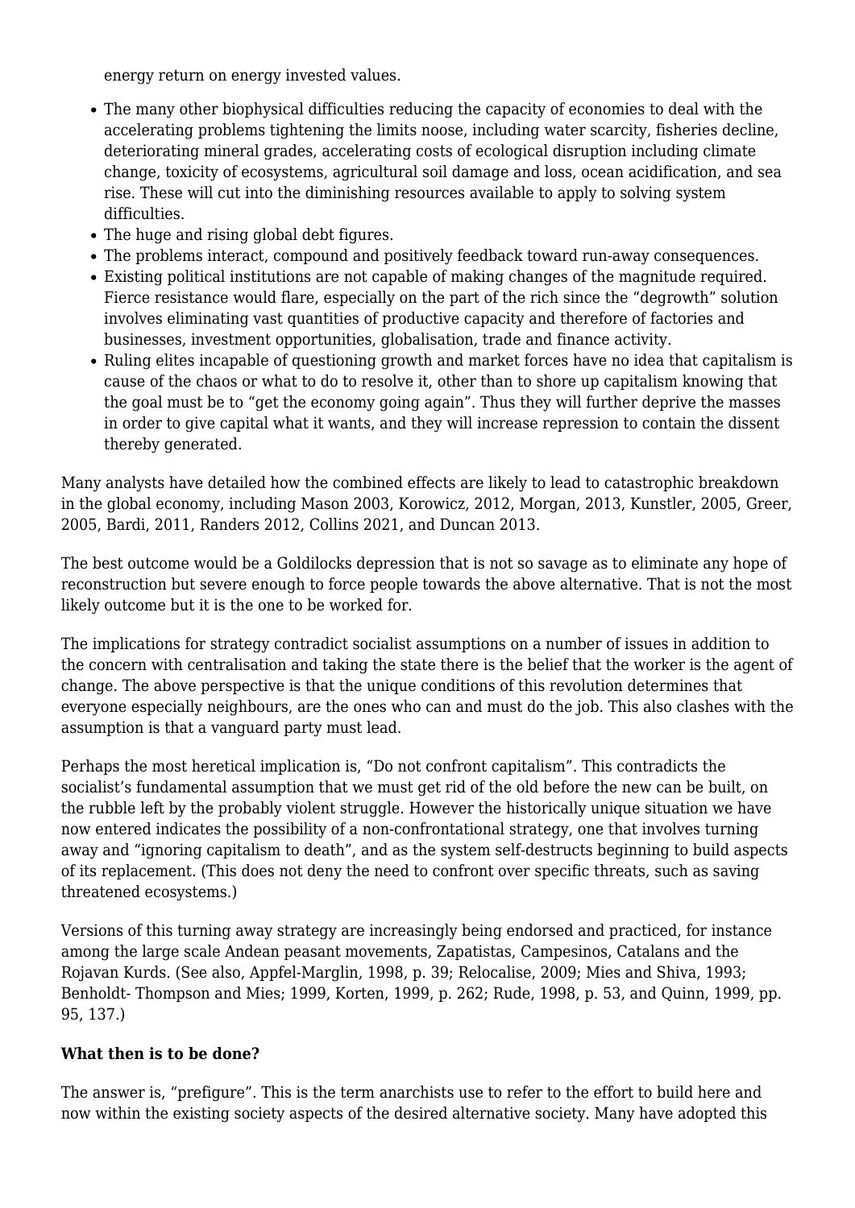energy return on energy invested values.

- The many other biophysical difficulties reducing the capacity of economies to deal with the accelerating problems tightening the limits noose, including water scarcity, fisheries decline, deteriorating mineral grades, accelerating costs of ecological disruption including climate change, toxicity of ecosystems, agricultural soil damage and loss, ocean acidification, and sea rise. These will cut into the diminishing resources available to apply to solving system difficulties.
- The huge and rising global debt figures.
- The problems interact, compound and positively feedback toward run-away consequences.
- Existing political institutions are not capable of making changes of the magnitude required. Fierce resistance would flare, especially on the part of the rich since the "degrowth" solution involves eliminating vast quantities of productive capacity and therefore of factories and businesses, investment opportunities, globalisation, trade and finance activity.
- Ruling elites incapable of questioning growth and market forces have no idea that capitalism is cause of the chaos or what to do to resolve it, other than to shore up capitalism knowing that the goal must be to "get the economy going again". Thus they will further deprive the masses in order to give capital what it wants, and they will increase repression to contain the dissent thereby generated.

Many analysts have detailed how the combined effects are likely to lead to catastrophic breakdown in the global economy, including Mason 2003, Korowicz, 2012, Morgan, 2013, Kunstler, 2005, Greer, 2005, Bardi, 2011, Randers 2012, Collins 2021, and Duncan 2013.

The best outcome would be a Goldilocks depression that is not so savage as to eliminate any hope of reconstruction but severe enough to force people towards the above alternative. That is not the most likely outcome but it is the one to be worked for.

The implications for strategy contradict socialist assumptions on a number of issues in addition to the concern with centralisation and taking the state there is the belief that the worker is the agent of change. The above perspective is that the unique conditions of this revolution determines that everyone especially neighbours, are the ones who can and must do the job. This also clashes with the assumption is that a vanguard party must lead.

Perhaps the most heretical implication is, "Do not confront capitalism". This contradicts the socialist's fundamental assumption that we must get rid of the old before the new can be built, on the rubble left by the probably violent struggle. However the historically unique situation we have now entered indicates the possibility of a non-confrontational strategy, one that involves turning away and "ignoring capitalism to death", and as the system self-destructs beginning to build aspects of its replacement. (This does not deny the need to confront over specific threats, such as saving threatened ecosystems.)

Versions of this turning away strategy are increasingly being endorsed and practiced, for instance among the large scale Andean peasant movements, Zapatistas, Campesinos, Catalans and the Rojavan Kurds. (See also, Appfel-Marglin, 1998, p. 39; Relocalise, 2009; Mies and Shiva, 1993; Benholdt- Thompson and Mies; 1999, Korten, 1999, p. 262; Rude, 1998, p. 53, and Quinn, 1999, pp. 95, 137.)

**What then is to be done?**

The answer is, "prefigure". This is the term anarchists use to refer to the effort to build here and now within the existing society aspects of the desired alternative society. Many have adopted this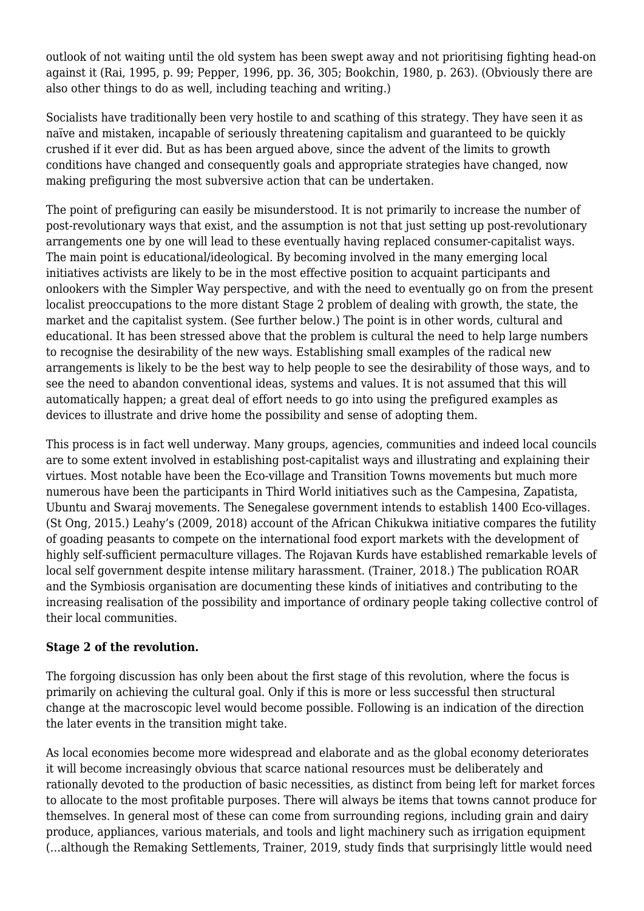outlook of not waiting until the old system has been swept away and not prioritising fighting head-on against it (Rai, 1995, p. 99; Pepper, 1996, pp. 36, 305; Bookchin, 1980, p. 263). (Obviously there are also other things to do as well, including teaching and writing.)

Socialists have traditionally been very hostile to and scathing of this strategy. They have seen it as naïve and mistaken, incapable of seriously threatening capitalism and guaranteed to be quickly crushed if it ever did. But as has been argued above, since the advent of the limits to growth conditions have changed and consequently goals and appropriate strategies have changed, now making prefiguring the most subversive action that can be undertaken.

The point of prefiguring can easily be misunderstood. It is not primarily to increase the number of post-revolutionary ways that exist, and the assumption is not that just setting up post-revolutionary arrangements one by one will lead to these eventually having replaced consumer-capitalist ways. The main point is educational/ideological. By becoming involved in the many emerging local initiatives activists are likely to be in the most effective position to acquaint participants and onlookers with the Simpler Way perspective, and with the need to eventually go on from the present localist preoccupations to the more distant Stage 2 problem of dealing with growth, the state, the market and the capitalist system. (See further below.) The point is in other words, cultural and educational. It has been stressed above that the problem is cultural the need to help large numbers to recognise the desirability of the new ways. Establishing small examples of the radical new arrangements is likely to be the best way to help people to see the desirability of those ways, and to see the need to abandon conventional ideas, systems and values. It is not assumed that this will automatically happen; a great deal of effort needs to go into using the prefigured examples as devices to illustrate and drive home the possibility and sense of adopting them.

This process is in fact well underway. Many groups, agencies, communities and indeed local councils are to some extent involved in establishing post-capitalist ways and illustrating and explaining their virtues. Most notable have been the Eco-village and Transition Towns movements but much more numerous have been the participants in Third World initiatives such as the Campesina, Zapatista, Ubuntu and Swaraj movements. The Senegalese government intends to establish 1400 Eco-villages. (St Ong, 2015.) Leahy's (2009, 2018) account of the African Chikukwa initiative compares the futility of goading peasants to compete on the international food export markets with the development of highly self-sufficient permaculture villages. The Rojavan Kurds have established remarkable levels of local self government despite intense military harassment. (Trainer, 2018.) The publication ROAR and the Symbiosis organisation are documenting these kinds of initiatives and contributing to the increasing realisation of the possibility and importance of ordinary people taking collective control of their local communities.

**Stage 2 of the revolution.**

The forgoing discussion has only been about the first stage of this revolution, where the focus is primarily on achieving the cultural goal. Only if this is more or less successful then structural change at the macroscopic level would become possible. Following is an indication of the direction the later events in the transition might take.

As local economies become more widespread and elaborate and as the global economy deteriorates it will become increasingly obvious that scarce national resources must be deliberately and rationally devoted to the production of basic necessities, as distinct from being left for market forces to allocate to the most profitable purposes. There will always be items that towns cannot produce for themselves. In general most of these can come from surrounding regions, including grain and dairy produce, appliances, various materials, and tools and light machinery such as irrigation equipment (…although the Remaking Settlements, Trainer, 2019, study finds that surprisingly little would need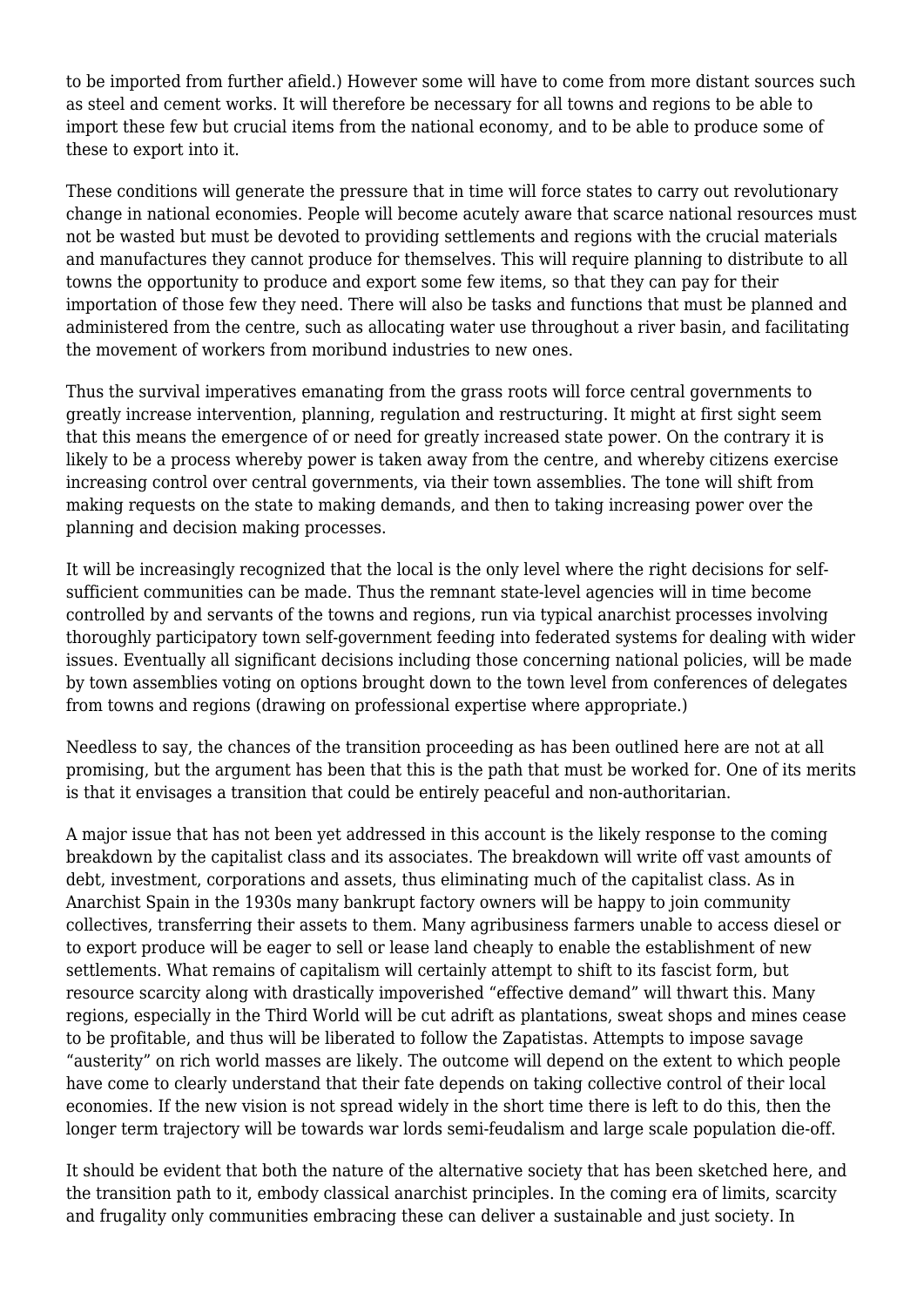to be imported from further afield.) However some will have to come from more distant sources such as steel and cement works. It will therefore be necessary for all towns and regions to be able to import these few but crucial items from the national economy, and to be able to produce some of these to export into it.

These conditions will generate the pressure that in time will force states to carry out revolutionary change in national economies. People will become acutely aware that scarce national resources must not be wasted but must be devoted to providing settlements and regions with the crucial materials and manufactures they cannot produce for themselves. This will require planning to distribute to all towns the opportunity to produce and export some few items, so that they can pay for their importation of those few they need. There will also be tasks and functions that must be planned and administered from the centre, such as allocating water use throughout a river basin, and facilitating the movement of workers from moribund industries to new ones.

Thus the survival imperatives emanating from the grass roots will force central governments to greatly increase intervention, planning, regulation and restructuring. It might at first sight seem that this means the emergence of or need for greatly increased state power. On the contrary it is likely to be a process whereby power is taken away from the centre, and whereby citizens exercise increasing control over central governments, via their town assemblies. The tone will shift from making requests on the state to making demands, and then to taking increasing power over the planning and decision making processes.

It will be increasingly recognized that the local is the only level where the right decisions for self-sufficient communities can be made. Thus the remnant state-level agencies will in time become controlled by and servants of the towns and regions, run via typical anarchist processes involving thoroughly participatory town self-government feeding into federated systems for dealing with wider issues. Eventually all significant decisions including those concerning national policies, will be made by town assemblies voting on options brought down to the town level from conferences of delegates from towns and regions (drawing on professional expertise where appropriate.)

Needless to say, the chances of the transition proceeding as has been outlined here are not at all promising, but the argument has been that this is the path that must be worked for. One of its merits is that it envisages a transition that could be entirely peaceful and non-authoritarian.

A major issue that has not been yet addressed in this account is the likely response to the coming breakdown by the capitalist class and its associates. The breakdown will write off vast amounts of debt, investment, corporations and assets, thus eliminating much of the capitalist class. As in Anarchist Spain in the 1930s many bankrupt factory owners will be happy to join community collectives, transferring their assets to them. Many agribusiness farmers unable to access diesel or to export produce will be eager to sell or lease land cheaply to enable the establishment of new settlements. What remains of capitalism will certainly attempt to shift to its fascist form, but resource scarcity along with drastically impoverished "effective demand" will thwart this. Many regions, especially in the Third World will be cut adrift as plantations, sweat shops and mines cease to be profitable, and thus will be liberated to follow the Zapatistas. Attempts to impose savage "austerity" on rich world masses are likely. The outcome will depend on the extent to which people have come to clearly understand that their fate depends on taking collective control of their local economies. If the new vision is not spread widely in the short time there is left to do this, then the longer term trajectory will be towards war lords semi-feudalism and large scale population die-off.

It should be evident that both the nature of the alternative society that has been sketched here, and the transition path to it, embody classical anarchist principles. In the coming era of limits, scarcity and frugality only communities embracing these can deliver a sustainable and just society. In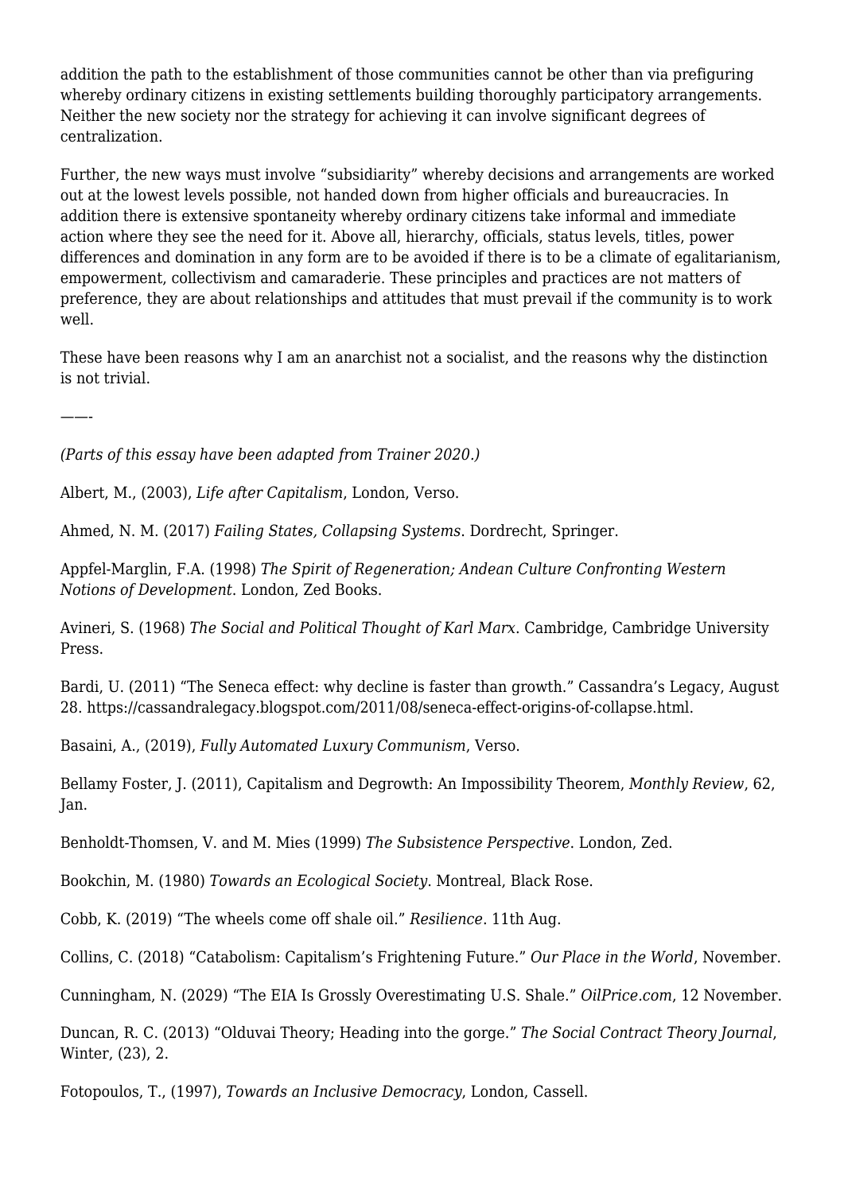addition the path to the establishment of those communities cannot be other than via prefiguring whereby ordinary citizens in existing settlements building thoroughly participatory arrangements. Neither the new society nor the strategy for achieving it can involve significant degrees of centralization.

Further, the new ways must involve "subsidiarity" whereby decisions and arrangements are worked out at the lowest levels possible, not handed down from higher officials and bureaucracies. In addition there is extensive spontaneity whereby ordinary citizens take informal and immediate action where they see the need for it. Above all, hierarchy, officials, status levels, titles, power differences and domination in any form are to be avoided if there is to be a climate of egalitarianism, empowerment, collectivism and camaraderie. These principles and practices are not matters of preference, they are about relationships and attitudes that must prevail if the community is to work well.

These have been reasons why I am an anarchist not a socialist, and the reasons why the distinction is not trivial.

——-

*(Parts of this essay have been adapted from Trainer 2020.)*

Albert, M., (2003), *Life after Capitalism*, London, Verso.

Ahmed, N. M. (2017) *Failing States, Collapsing Systems*. Dordrecht, Springer.

Appfel-Marglin, F.A. (1998) *The Spirit of Regeneration; Andean Culture Confronting Western Notions of Development.* London, Zed Books.

Avineri, S. (1968) *The Social and Political Thought of Karl Marx*. Cambridge, Cambridge University Press.

Bardi, U. (2011) "The Seneca effect: why decline is faster than growth." Cassandra's Legacy, August 28. https://cassandralegacy.blogspot.com/2011/08/seneca-effect-origins-of-collapse.html.

Basaini, A., (2019), *Fully Automated Luxury Communism*, Verso.

Bellamy Foster, J. (2011), Capitalism and Degrowth: An Impossibility Theorem, *Monthly Review*, 62, Jan.

Benholdt-Thomsen, V. and M. Mies (1999) *The Subsistence Perspective*. London, Zed.

Bookchin, M. (1980) *Towards an Ecological Society*. Montreal, Black Rose.

Cobb, K. (2019) "The wheels come off shale oil." *Resilience*. 11th Aug.

Collins, C. (2018) "Catabolism: Capitalism's Frightening Future." *Our Place in the World*, November.

Cunningham, N. (2029) "The EIA Is Grossly Overestimating U.S. Shale." *OilPrice.com*, 12 November.

Duncan, R. C. (2013) "Olduvai Theory; Heading into the gorge." *The Social Contract Theory Journal*, Winter, (23), 2.

Fotopoulos, T., (1997), *Towards an Inclusive Democracy*, London, Cassell.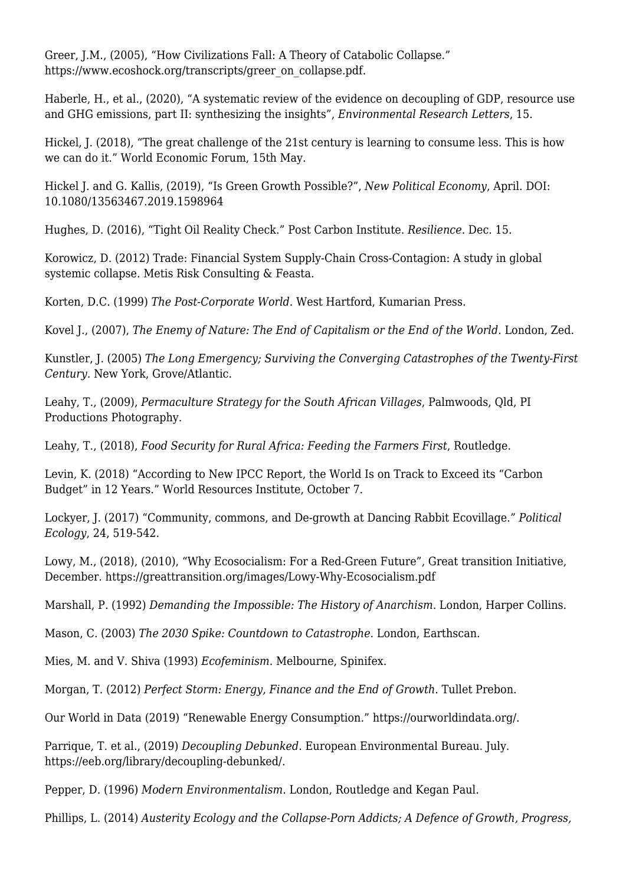Greer, J.M., (2005), “How Civilizations Fall: A Theory of Catabolic Collapse.” https://www.ecoshock.org/transcripts/greer_on_collapse.pdf.

Haberle, H., et al., (2020), “A systematic review of the evidence on decoupling of GDP, resource use and GHG emissions, part II: synthesizing the insights”, *Environmental Research Letters*, 15.

Hickel, J. (2018), “The great challenge of the 21st century is learning to consume less. This is how we can do it.” World Economic Forum, 15th May.

Hickel J. and G. Kallis, (2019), “Is Green Growth Possible?”, *New Political Economy*, April. DOI: 10.1080/13563467.2019.1598964

Hughes, D. (2016), “Tight Oil Reality Check.” Post Carbon Institute. *Resilience*. Dec. 15.

Korowicz, D. (2012) Trade: Financial System Supply-Chain Cross-Contagion: A study in global systemic collapse. Metis Risk Consulting & Feasta.

Korten, D.C. (1999) *The Post-Corporate World*. West Hartford, Kumarian Press.

Kovel J., (2007), *The Enemy of Nature: The End of Capitalism or the End of the World*. London, Zed.

Kunstler, J. (2005) *The Long Emergency; Surviving the Converging Catastrophes of the Twenty-First Century*. New York, Grove/Atlantic.

Leahy, T., (2009), *Permaculture Strategy for the South African Villages*, Palmwoods, Qld, PI Productions Photography.

Leahy, T., (2018), *Food Security for Rural Africa: Feeding the Farmers First*, Routledge.

Levin, K. (2018) “According to New IPCC Report, the World Is on Track to Exceed its “Carbon Budget” in 12 Years.” World Resources Institute, October 7.

Lockyer, J. (2017) “Community, commons, and De-growth at Dancing Rabbit Ecovillage.” *Political Ecology*, 24, 519-542.

Lowy, M., (2018), (2010), “Why Ecosocialism: For a Red-Green Future”, Great transition Initiative, December. https://greattransition.org/images/Lowy-Why-Ecosocialism.pdf

Marshall, P. (1992) *Demanding the Impossible: The History of Anarchism*. London, Harper Collins.

Mason, C. (2003) *The 2030 Spike: Countdown to Catastrophe*. London, Earthscan.

Mies, M. and V. Shiva (1993) *Ecofeminism*. Melbourne, Spinifex.

Morgan, T. (2012) *Perfect Storm: Energy, Finance and the End of Growth*. Tullet Prebon.

Our World in Data (2019) “Renewable Energy Consumption.” https://ourworldindata.org/.

Parrique, T. et al., (2019) *Decoupling Debunked*. European Environmental Bureau. July. https://eeb.org/library/decoupling-debunked/.

Pepper, D. (1996) *Modern Environmentalism*. London, Routledge and Kegan Paul.

Phillips, L. (2014) *Austerity Ecology and the Collapse-Porn Addicts; A Defence of Growth, Progress,*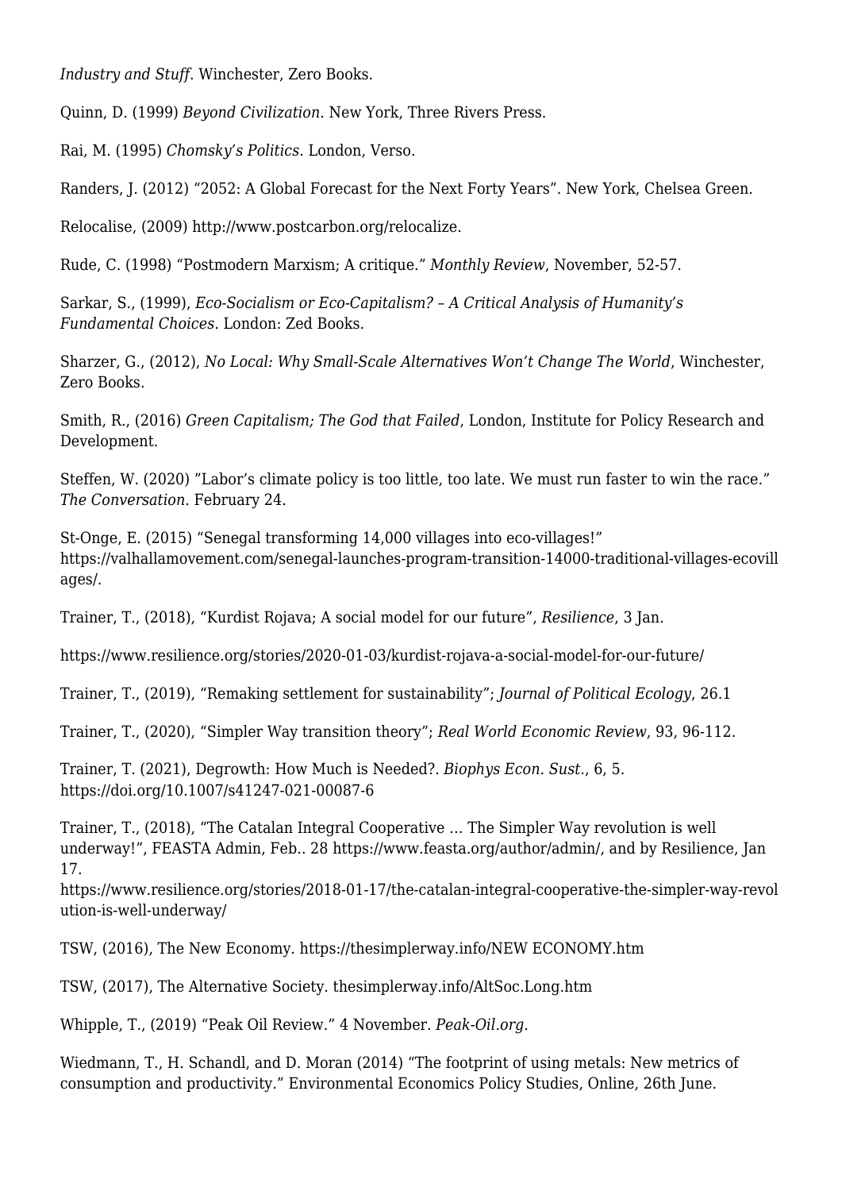*Industry and Stuff*. Winchester, Zero Books.

Quinn, D. (1999) *Beyond Civilization.* New York, Three Rivers Press.

Rai, M. (1995) *Chomsky's Politics*. London, Verso.

Randers, J. (2012) "2052: A Global Forecast for the Next Forty Years". New York, Chelsea Green.

Relocalise, (2009) http://www.postcarbon.org/relocalize.

Rude, C. (1998) "Postmodern Marxism; A critique." *Monthly Review*, November, 52-57.

Sarkar, S., (1999), *Eco-Socialism or Eco-Capitalism? – A Critical Analysis of Humanity's Fundamental Choices*. London: Zed Books.

Sharzer, G., (2012), *No Local: Why Small-Scale Alternatives Won't Change The World*, Winchester, Zero Books.

Smith, R., (2016) *Green Capitalism; The God that Failed*, London, Institute for Policy Research and Development.

Steffen, W. (2020) "Labor's climate policy is too little, too late. We must run faster to win the race." *The Conversation.* February 24.

St-Onge, E. (2015) "Senegal transforming 14,000 villages into eco-villages!" https://valhallamovement.com/senegal-launches-program-transition-14000-traditional-villages-ecovillages/.

Trainer, T., (2018), "Kurdist Rojava; A social model for our future", *Resilience*, 3 Jan.

https://www.resilience.org/stories/2020-01-03/kurdist-rojava-a-social-model-for-our-future/

Trainer, T., (2019), "Remaking settlement for sustainability"; *Journal of Political Ecology*, 26.1

Trainer, T., (2020), "Simpler Way transition theory"; *Real World Economic Review*, 93, 96-112.

Trainer, T. (2021), Degrowth: How Much is Needed?. *Biophys Econ. Sust.*, 6, 5. https://doi.org/10.1007/s41247-021-00087-6

Trainer, T., (2018), "The Catalan Integral Cooperative … The Simpler Way revolution is well underway!", FEASTA Admin, Feb.. 28 https://www.feasta.org/author/admin/, and by Resilience, Jan 17.
https://www.resilience.org/stories/2018-01-17/the-catalan-integral-cooperative-the-simpler-way-revolution-is-well-underway/

TSW, (2016), The New Economy. https://thesimplerway.info/NEW ECONOMY.htm

TSW, (2017), The Alternative Society. thesimplerway.info/AltSoc.Long.htm

Whipple, T., (2019) "Peak Oil Review." 4 November. *Peak-Oil.org*.

Wiedmann, T., H. Schandl, and D. Moran (2014) "The footprint of using metals: New metrics of consumption and productivity." Environmental Economics Policy Studies, Online, 26th June.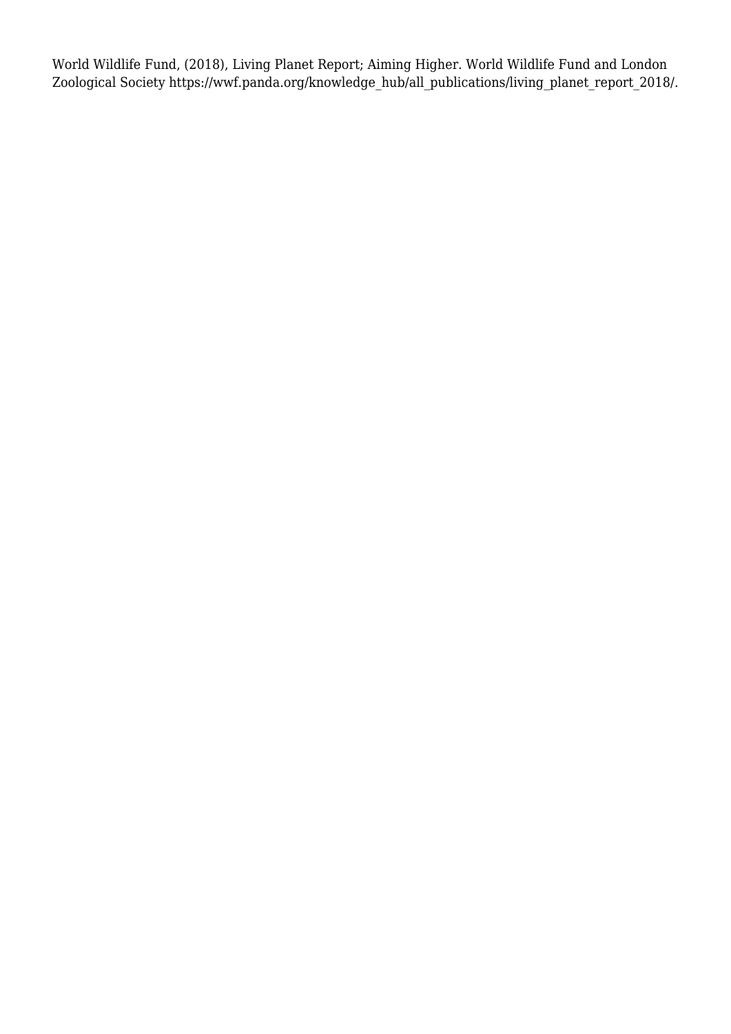World Wildlife Fund, (2018), Living Planet Report; Aiming Higher. World Wildlife Fund and London Zoological Society https://wwf.panda.org/knowledge_hub/all_publications/living_planet_report_2018/.